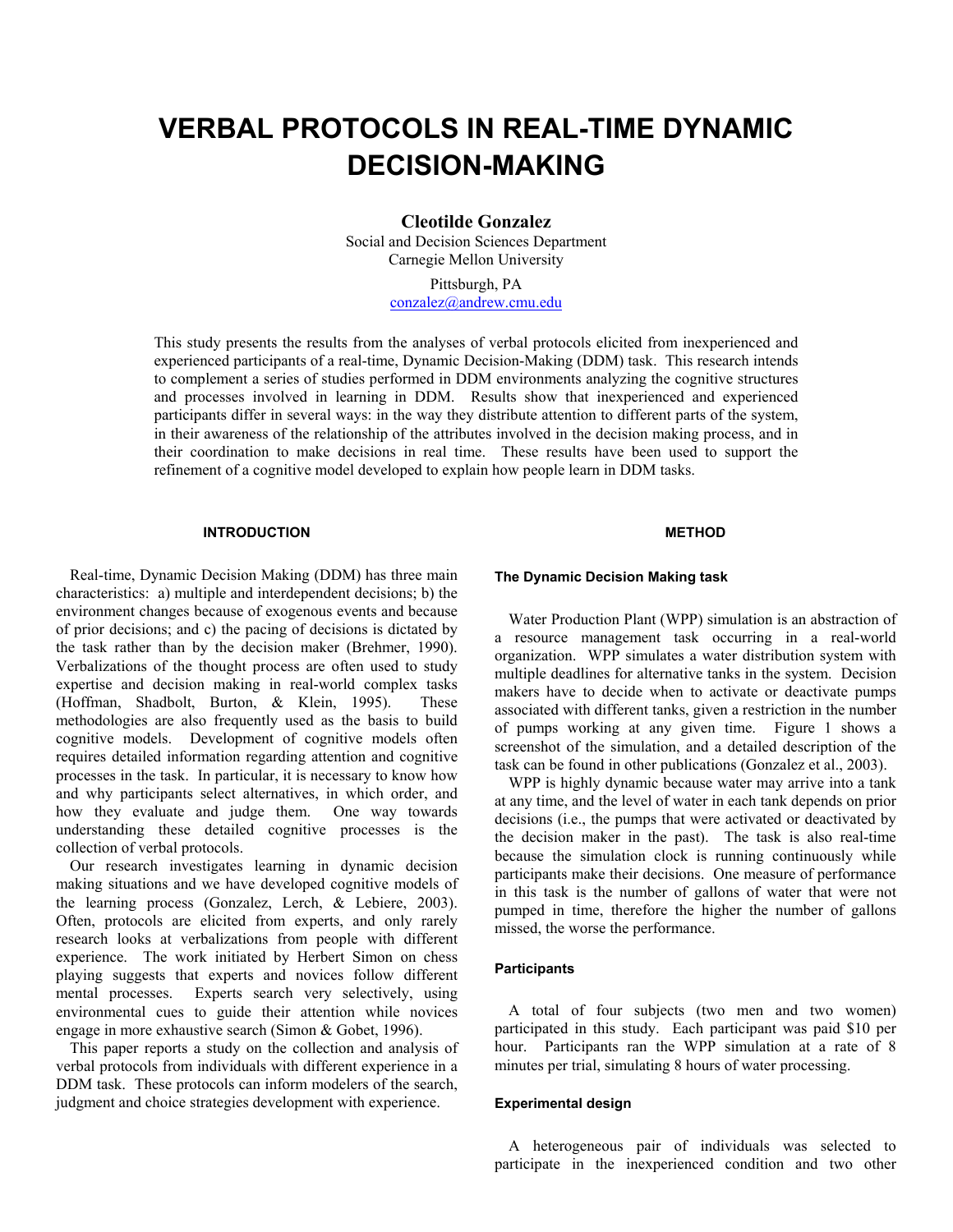# VERBAL PROTOCOLS IN REAL-TIME DYNAMIC DECISION-MAKING

**Cleotilde Gonzalez**
Social and Decision Sciences Department
Carnegie Mellon University
Pittsburgh, PA
conzalez@andrew.cmu.edu

This study presents the results from the analyses of verbal protocols elicited from inexperienced and experienced participants of a real-time, Dynamic Decision-Making (DDM) task. This research intends to complement a series of studies performed in DDM environments analyzing the cognitive structures and processes involved in learning in DDM. Results show that inexperienced and experienced participants differ in several ways: in the way they distribute attention to different parts of the system, in their awareness of the relationship of the attributes involved in the decision making process, and in their coordination to make decisions in real time. These results have been used to support the refinement of a cognitive model developed to explain how people learn in DDM tasks.

## INTRODUCTION

Real-time, Dynamic Decision Making (DDM) has three main characteristics: a) multiple and interdependent decisions; b) the environment changes because of exogenous events and because of prior decisions; and c) the pacing of decisions is dictated by the task rather than by the decision maker (Brehmer, 1990). Verbalizations of the thought process are often used to study expertise and decision making in real-world complex tasks (Hoffman, Shadbolt, Burton, & Klein, 1995). These methodologies are also frequently used as the basis to build cognitive models. Development of cognitive models often requires detailed information regarding attention and cognitive processes in the task. In particular, it is necessary to know how and why participants select alternatives, in which order, and how they evaluate and judge them. One way towards understanding these detailed cognitive processes is the collection of verbal protocols.

Our research investigates learning in dynamic decision making situations and we have developed cognitive models of the learning process (Gonzalez, Lerch, & Lebiere, 2003). Often, protocols are elicited from experts, and only rarely research looks at verbalizations from people with different experience. The work initiated by Herbert Simon on chess playing suggests that experts and novices follow different mental processes. Experts search very selectively, using environmental cues to guide their attention while novices engage in more exhaustive search (Simon & Gobet, 1996).

This paper reports a study on the collection and analysis of verbal protocols from individuals with different experience in a DDM task. These protocols can inform modelers of the search, judgment and choice strategies development with experience.

## METHOD

### The Dynamic Decision Making task

Water Production Plant (WPP) simulation is an abstraction of a resource management task occurring in a real-world organization. WPP simulates a water distribution system with multiple deadlines for alternative tanks in the system. Decision makers have to decide when to activate or deactivate pumps associated with different tanks, given a restriction in the number of pumps working at any given time. Figure 1 shows a screenshot of the simulation, and a detailed description of the task can be found in other publications (Gonzalez et al., 2003).

WPP is highly dynamic because water may arrive into a tank at any time, and the level of water in each tank depends on prior decisions (i.e., the pumps that were activated or deactivated by the decision maker in the past). The task is also real-time because the simulation clock is running continuously while participants make their decisions. One measure of performance in this task is the number of gallons of water that were not pumped in time, therefore the higher the number of gallons missed, the worse the performance.

### Participants

A total of four subjects (two men and two women) participated in this study. Each participant was paid $10 per hour. Participants ran the WPP simulation at a rate of 8 minutes per trial, simulating 8 hours of water processing.

### Experimental design

A heterogeneous pair of individuals was selected to participate in the inexperienced condition and two other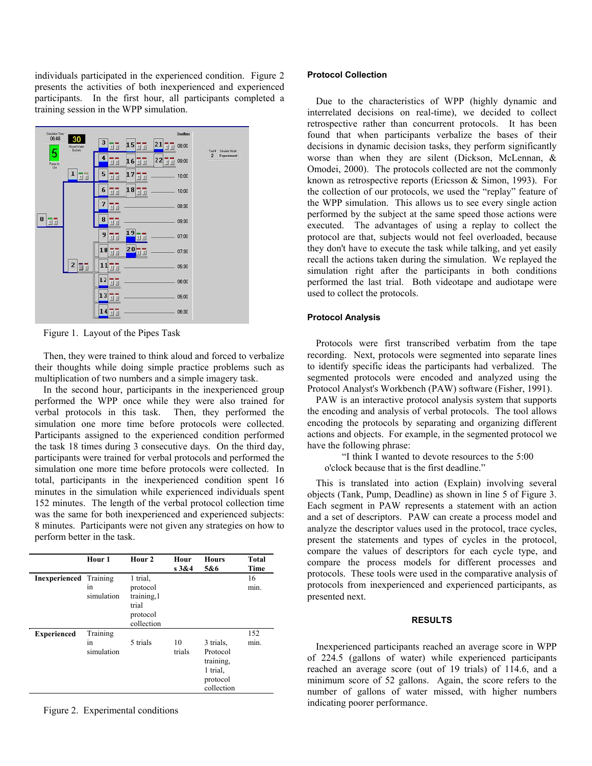individuals participated in the experienced condition. Figure 2 presents the activities of both inexperienced and experienced participants. In the first hour, all participants completed a training session in the WPP simulation.

Figure 1. Layout of the Pipes Task

Then, they were trained to think aloud and forced to verbalize their thoughts while doing simple practice problems such as multiplication of two numbers and a simple imagery task.

In the second hour, participants in the inexperienced group performed the WPP once while they were also trained for verbal protocols in this task. Then, they performed the simulation one more time before protocols were collected. Participants assigned to the experienced condition performed the task 18 times during 3 consecutive days. On the third day, participants were trained for verbal protocols and performed the simulation one more time before protocols were collected. In total, participants in the inexperienced condition spent 16 minutes in the simulation while experienced individuals spent 152 minutes. The length of the verbal protocol collection time was the same for both inexperienced and experienced subjects: 8 minutes. Participants were not given any strategies on how to perform better in the task.

| | Hour 1 | Hour 2 | Hours 3&4 | Hours 5&6 | Total Time |
|---|---|---|---|---|---|
| **Inexperienced** | Training in simulation | 1 trial, protocol training,1 trial protocol collection | | | 16 min. |
| **Experienced** | Training in simulation | 5 trials | 10 trials | 3 trials, Protocol training, 1 trial, protocol collection | 152 min. |

Figure 2. Experimental conditions

### Protocol Collection

Due to the characteristics of WPP (highly dynamic and interrelated decisions on real-time), we decided to collect retrospective rather than concurrent protocols. It has been found that when participants verbalize the bases of their decisions in dynamic decision tasks, they perform significantly worse than when they are silent (Dickson, McLennan, & Omodei, 2000). The protocols collected are not the commonly known as retrospective reports (Ericsson & Simon, 1993). For the collection of our protocols, we used the "replay" feature of the WPP simulation. This allows us to see every single action performed by the subject at the same speed those actions were executed. The advantages of using a replay to collect the protocol are that, subjects would not feel overloaded, because they don't have to execute the task while talking, and yet easily recall the actions taken during the simulation. We replayed the simulation right after the participants in both conditions performed the last trial. Both videotape and audiotape were used to collect the protocols.

### Protocol Analysis

Protocols were first transcribed verbatim from the tape recording. Next, protocols were segmented into separate lines to identify specific ideas the participants had verbalized. The segmented protocols were encoded and analyzed using the Protocol Analyst's Workbench (PAW) software (Fisher, 1991).

PAW is an interactive protocol analysis system that supports the encoding and analysis of verbal protocols. The tool allows encoding the protocols by separating and organizing different actions and objects. For example, in the segmented protocol we have the following phrase:

> "I think I wanted to devote resources to the 5:00 o'clock because that is the first deadline."

This is translated into action (Explain) involving several objects (Tank, Pump, Deadline) as shown in line 5 of Figure 3. Each segment in PAW represents a statement with an action and a set of descriptors. PAW can create a process model and analyze the descriptor values used in the protocol, trace cycles, present the statements and types of cycles in the protocol, compare the values of descriptors for each cycle type, and compare the process models for different processes and protocols. These tools were used in the comparative analysis of protocols from inexperienced and experienced participants, as presented next.

## RESULTS

Inexperienced participants reached an average score in WPP of 224.5 (gallons of water) while experienced participants reached an average score (out of 19 trials) of 114.6, and a minimum score of 52 gallons. Again, the score refers to the number of gallons of water missed, with higher numbers indicating poorer performance.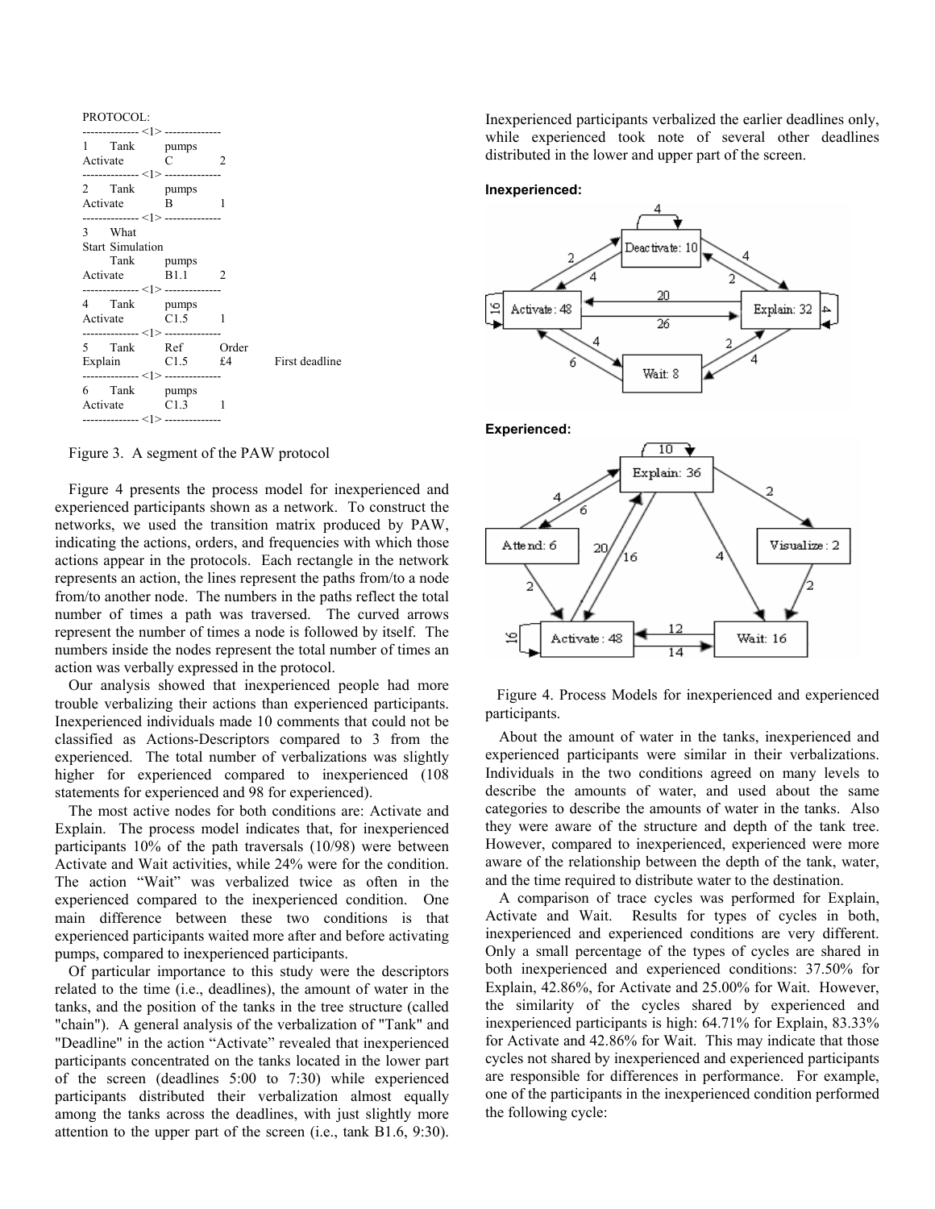PROTOCOL:

```
-------------- <1> --------------
1     Tank        pumps
Activate          C         2
-------------- <1> --------------
2     Tank        pumps
Activate          B         1
-------------- <1> --------------
3     What
Start Simulation
      Tank        pumps
Activate          B1.1      2
-------------- <1> --------------
4     Tank        pumps
Activate          C1.5      1
-------------- <1> --------------
5     Tank        Ref       Order
Explain           C1.5      £4        First deadline
-------------- <1> --------------
6     Tank        pumps
Activate          C1.3      1
-------------- <1> --------------
```

Figure 3. A segment of the PAW protocol

Figure 4 presents the process model for inexperienced and experienced participants shown as a network. To construct the networks, we used the transition matrix produced by PAW, indicating the actions, orders, and frequencies with which those actions appear in the protocols. Each rectangle in the network represents an action, the lines represent the paths from/to a node from/to another node. The numbers in the paths reflect the total number of times a path was traversed. The curved arrows represent the number of times a node is followed by itself. The numbers inside the nodes represent the total number of times an action was verbally expressed in the protocol.

Our analysis showed that inexperienced people had more trouble verbalizing their actions than experienced participants. Inexperienced individuals made 10 comments that could not be classified as Actions-Descriptors compared to 3 from the experienced. The total number of verbalizations was slightly higher for experienced compared to inexperienced (108 statements for experienced and 98 for experienced).

The most active nodes for both conditions are: Activate and Explain. The process model indicates that, for inexperienced participants 10% of the path traversals (10/98) were between Activate and Wait activities, while 24% were for the condition. The action "Wait" was verbalized twice as often in the experienced compared to the inexperienced condition. One main difference between these two conditions is that experienced participants waited more after and before activating pumps, compared to inexperienced participants.

Of particular importance to this study were the descriptors related to the time (i.e., deadlines), the amount of water in the tanks, and the position of the tanks in the tree structure (called "chain"). A general analysis of the verbalization of "Tank" and "Deadline" in the action "Activate" revealed that inexperienced participants concentrated on the tanks located in the lower part of the screen (deadlines 5:00 to 7:30) while experienced participants distributed their verbalization almost equally among the tanks across the deadlines, with just slightly more attention to the upper part of the screen (i.e., tank B1.6, 9:30). Inexperienced participants verbalized the earlier deadlines only, while experienced took note of several other deadlines distributed in the lower and upper part of the screen.

**Inexperienced:**

**Experienced:**

Figure 4. Process Models for inexperienced and experienced participants.

About the amount of water in the tanks, inexperienced and experienced participants were similar in their verbalizations. Individuals in the two conditions agreed on many levels to describe the amounts of water, and used about the same categories to describe the amounts of water in the tanks. Also they were aware of the structure and depth of the tank tree. However, compared to inexperienced, experienced were more aware of the relationship between the depth of the tank, water, and the time required to distribute water to the destination.

A comparison of trace cycles was performed for Explain, Activate and Wait. Results for types of cycles in both, inexperienced and experienced conditions are very different. Only a small percentage of the types of cycles are shared in both inexperienced and experienced conditions: 37.50% for Explain, 42.86%, for Activate and 25.00% for Wait. However, the similarity of the cycles shared by experienced and inexperienced participants is high: 64.71% for Explain, 83.33% for Activate and 42.86% for Wait. This may indicate that those cycles not shared by inexperienced and experienced participants are responsible for differences in performance. For example, one of the participants in the inexperienced condition performed the following cycle: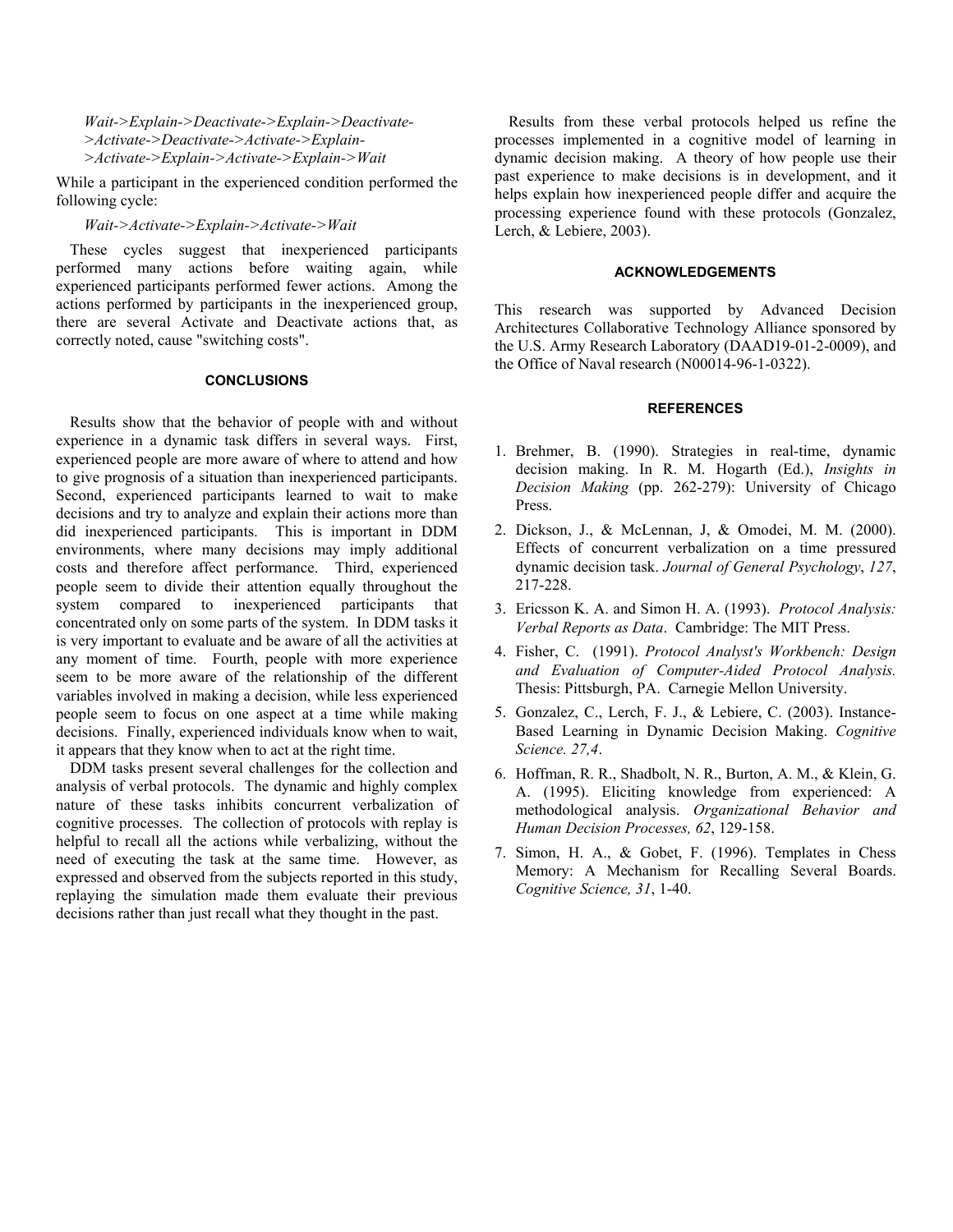*Wait->Explain->Deactivate->Explain->Deactivate->Activate->Deactivate->Activate->Explain->Activate->Explain->Activate->Explain->Wait*

While a participant in the experienced condition performed the following cycle:

*Wait->Activate->Explain->Activate->Wait*

These cycles suggest that inexperienced participants performed many actions before waiting again, while experienced participants performed fewer actions. Among the actions performed by participants in the inexperienced group, there are several Activate and Deactivate actions that, as correctly noted, cause "switching costs".

## CONCLUSIONS

Results show that the behavior of people with and without experience in a dynamic task differs in several ways. First, experienced people are more aware of where to attend and how to give prognosis of a situation than inexperienced participants. Second, experienced participants learned to wait to make decisions and try to analyze and explain their actions more than did inexperienced participants. This is important in DDM environments, where many decisions may imply additional costs and therefore affect performance. Third, experienced people seem to divide their attention equally throughout the system compared to inexperienced participants that concentrated only on some parts of the system. In DDM tasks it is very important to evaluate and be aware of all the activities at any moment of time. Fourth, people with more experience seem to be more aware of the relationship of the different variables involved in making a decision, while less experienced people seem to focus on one aspect at a time while making decisions. Finally, experienced individuals know when to wait, it appears that they know when to act at the right time.

DDM tasks present several challenges for the collection and analysis of verbal protocols. The dynamic and highly complex nature of these tasks inhibits concurrent verbalization of cognitive processes. The collection of protocols with replay is helpful to recall all the actions while verbalizing, without the need of executing the task at the same time. However, as expressed and observed from the subjects reported in this study, replaying the simulation made them evaluate their previous decisions rather than just recall what they thought in the past.

Results from these verbal protocols helped us refine the processes implemented in a cognitive model of learning in dynamic decision making. A theory of how people use their past experience to make decisions is in development, and it helps explain how inexperienced people differ and acquire the processing experience found with these protocols (Gonzalez, Lerch, & Lebiere, 2003).

## ACKNOWLEDGEMENTS

This research was supported by Advanced Decision Architectures Collaborative Technology Alliance sponsored by the U.S. Army Research Laboratory (DAAD19-01-2-0009), and the Office of Naval research (N00014-96-1-0322).

## REFERENCES

1. Brehmer, B. (1990). Strategies in real-time, dynamic decision making. In R. M. Hogarth (Ed.), *Insights in Decision Making* (pp. 262-279): University of Chicago Press.
2. Dickson, J., & McLennan, J, & Omodei, M. M. (2000). Effects of concurrent verbalization on a time pressured dynamic decision task. *Journal of General Psychology*, *127*, 217-228.
3. Ericsson K. A. and Simon H. A. (1993). *Protocol Analysis: Verbal Reports as Data*. Cambridge: The MIT Press.
4. Fisher, C. (1991). *Protocol Analyst's Workbench: Design and Evaluation of Computer-Aided Protocol Analysis.* Thesis: Pittsburgh, PA. Carnegie Mellon University.
5. Gonzalez, C., Lerch, F. J., & Lebiere, C. (2003). Instance-Based Learning in Dynamic Decision Making. *Cognitive Science. 27,4*.
6. Hoffman, R. R., Shadbolt, N. R., Burton, A. M., & Klein, G. A. (1995). Eliciting knowledge from experienced: A methodological analysis. *Organizational Behavior and Human Decision Processes, 62*, 129-158.
7. Simon, H. A., & Gobet, F. (1996). Templates in Chess Memory: A Mechanism for Recalling Several Boards. *Cognitive Science, 31*, 1-40.